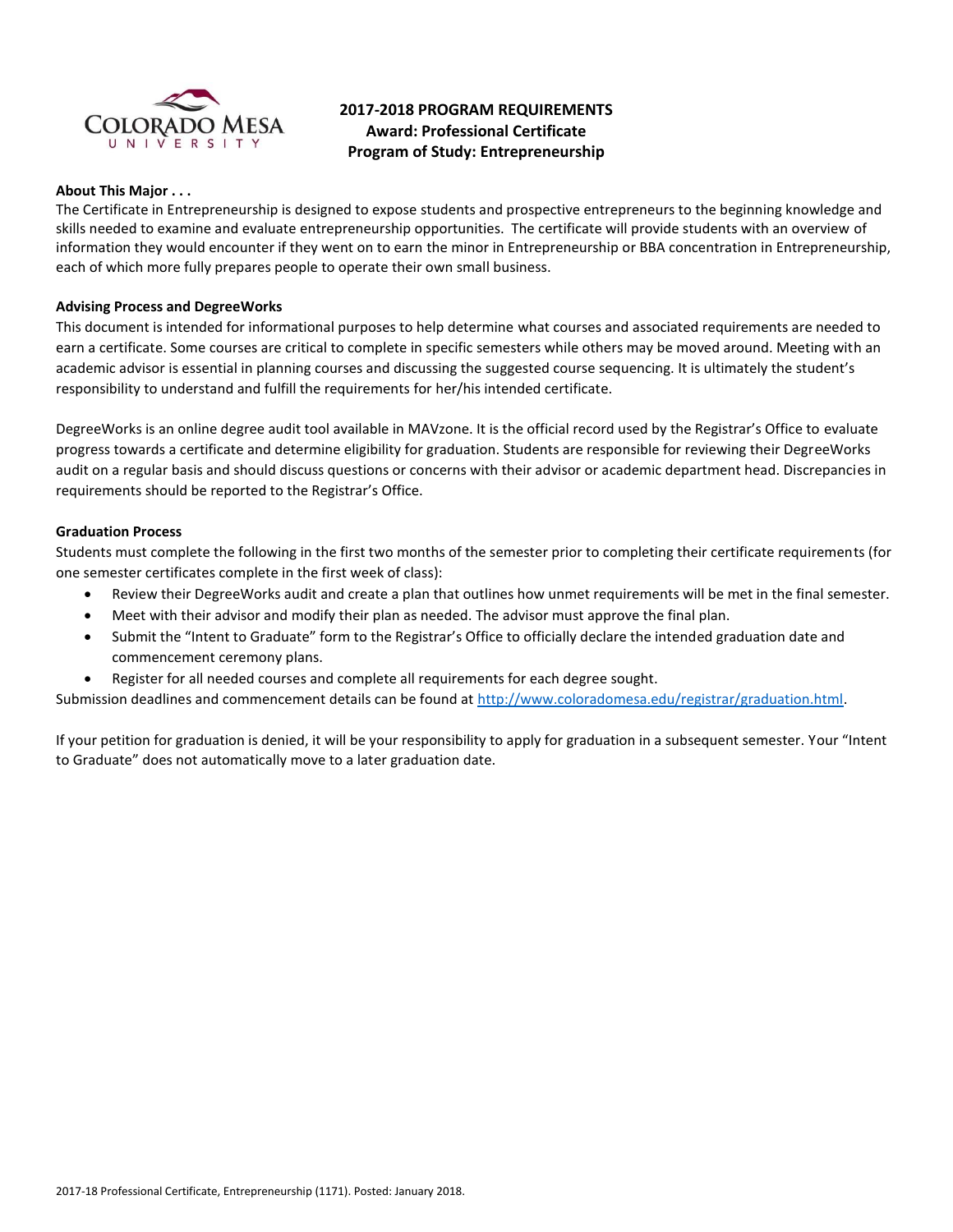# 2017-2018 PROGRAM REQUIREMENTS
## Award: Professional Certificate
## Program of Study: Entrepreneurship

**About This Major . . .**

The Certificate in Entrepreneurship is designed to expose students and prospective entrepreneurs to the beginning knowledge and skills needed to examine and evaluate entrepreneurship opportunities. The certificate will provide students with an overview of information they would encounter if they went on to earn the minor in Entrepreneurship or BBA concentration in Entrepreneurship, each of which more fully prepares people to operate their own small business.

**Advising Process and DegreeWorks**

This document is intended for informational purposes to help determine what courses and associated requirements are needed to earn a certificate. Some courses are critical to complete in specific semesters while others may be moved around. Meeting with an academic advisor is essential in planning courses and discussing the suggested course sequencing. It is ultimately the student's responsibility to understand and fulfill the requirements for her/his intended certificate.

DegreeWorks is an online degree audit tool available in MAVzone. It is the official record used by the Registrar's Office to evaluate progress towards a certificate and determine eligibility for graduation. Students are responsible for reviewing their DegreeWorks audit on a regular basis and should discuss questions or concerns with their advisor or academic department head. Discrepancies in requirements should be reported to the Registrar's Office.

**Graduation Process**

Students must complete the following in the first two months of the semester prior to completing their certificate requirements (for one semester certificates complete in the first week of class):

- Review their DegreeWorks audit and create a plan that outlines how unmet requirements will be met in the final semester.
- Meet with their advisor and modify their plan as needed. The advisor must approve the final plan.
- Submit the "Intent to Graduate" form to the Registrar's Office to officially declare the intended graduation date and commencement ceremony plans.
- Register for all needed courses and complete all requirements for each degree sought.

Submission deadlines and commencement details can be found at http://www.coloradomesa.edu/registrar/graduation.html.

If your petition for graduation is denied, it will be your responsibility to apply for graduation in a subsequent semester. Your "Intent to Graduate" does not automatically move to a later graduation date.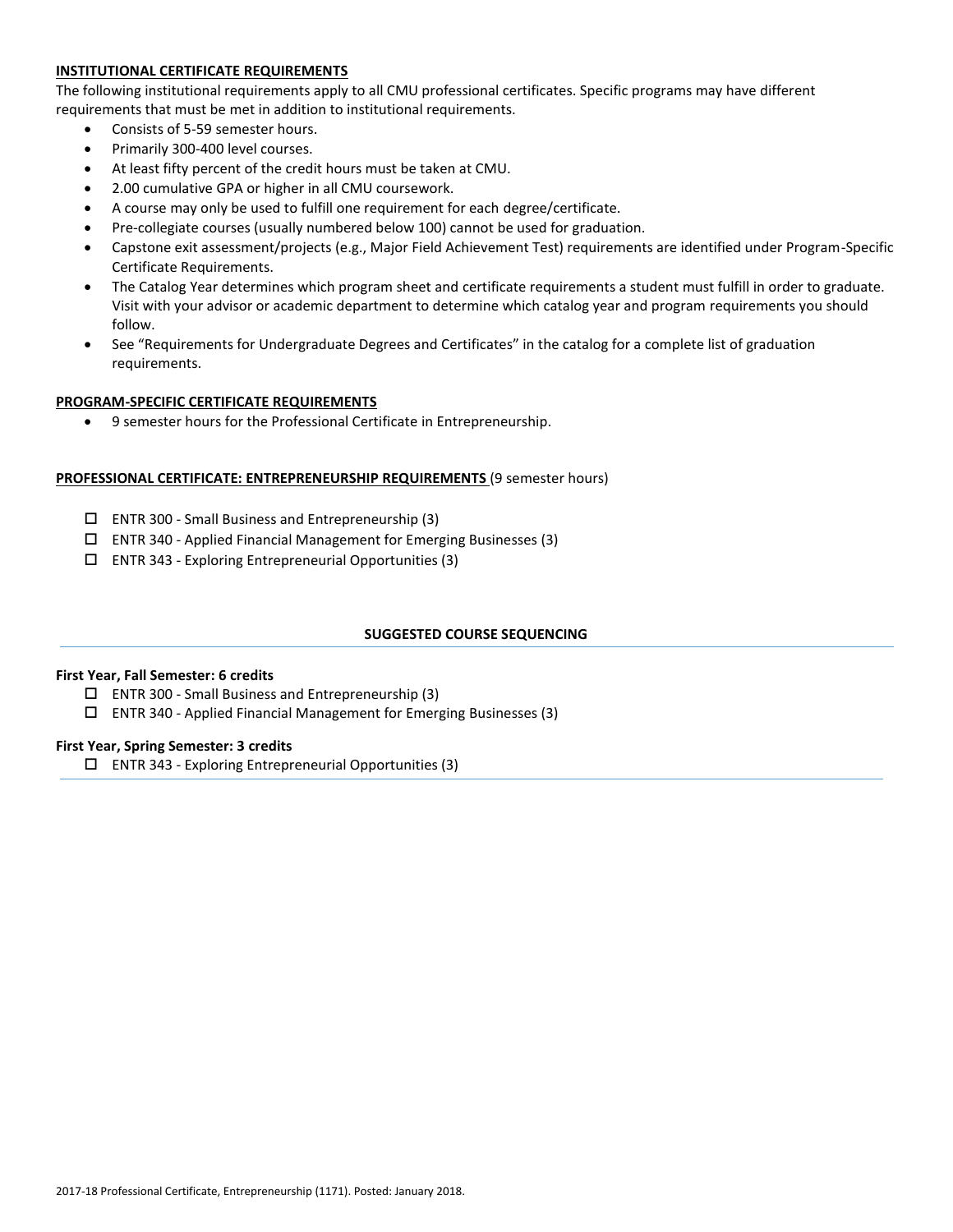## INSTITUTIONAL CERTIFICATE REQUIREMENTS

The following institutional requirements apply to all CMU professional certificates. Specific programs may have different requirements that must be met in addition to institutional requirements.

- Consists of 5-59 semester hours.
- Primarily 300-400 level courses.
- At least fifty percent of the credit hours must be taken at CMU.
- 2.00 cumulative GPA or higher in all CMU coursework.
- A course may only be used to fulfill one requirement for each degree/certificate.
- Pre-collegiate courses (usually numbered below 100) cannot be used for graduation.
- Capstone exit assessment/projects (e.g., Major Field Achievement Test) requirements are identified under Program-Specific Certificate Requirements.
- The Catalog Year determines which program sheet and certificate requirements a student must fulfill in order to graduate. Visit with your advisor or academic department to determine which catalog year and program requirements you should follow.
- See "Requirements for Undergraduate Degrees and Certificates" in the catalog for a complete list of graduation requirements.

## PROGRAM-SPECIFIC CERTIFICATE REQUIREMENTS

- 9 semester hours for the Professional Certificate in Entrepreneurship.

## PROFESSIONAL CERTIFICATE: ENTREPRENEURSHIP REQUIREMENTS (9 semester hours)

- ☐ ENTR 300 - Small Business and Entrepreneurship (3)
- ☐ ENTR 340 - Applied Financial Management for Emerging Businesses (3)
- ☐ ENTR 343 - Exploring Entrepreneurial Opportunities (3)

## SUGGESTED COURSE SEQUENCING

**First Year, Fall Semester: 6 credits**

- ☐ ENTR 300 - Small Business and Entrepreneurship (3)
- ☐ ENTR 340 - Applied Financial Management for Emerging Businesses (3)

**First Year, Spring Semester: 3 credits**

- ☐ ENTR 343 - Exploring Entrepreneurial Opportunities (3)

2017-18 Professional Certificate, Entrepreneurship (1171). Posted: January 2018.